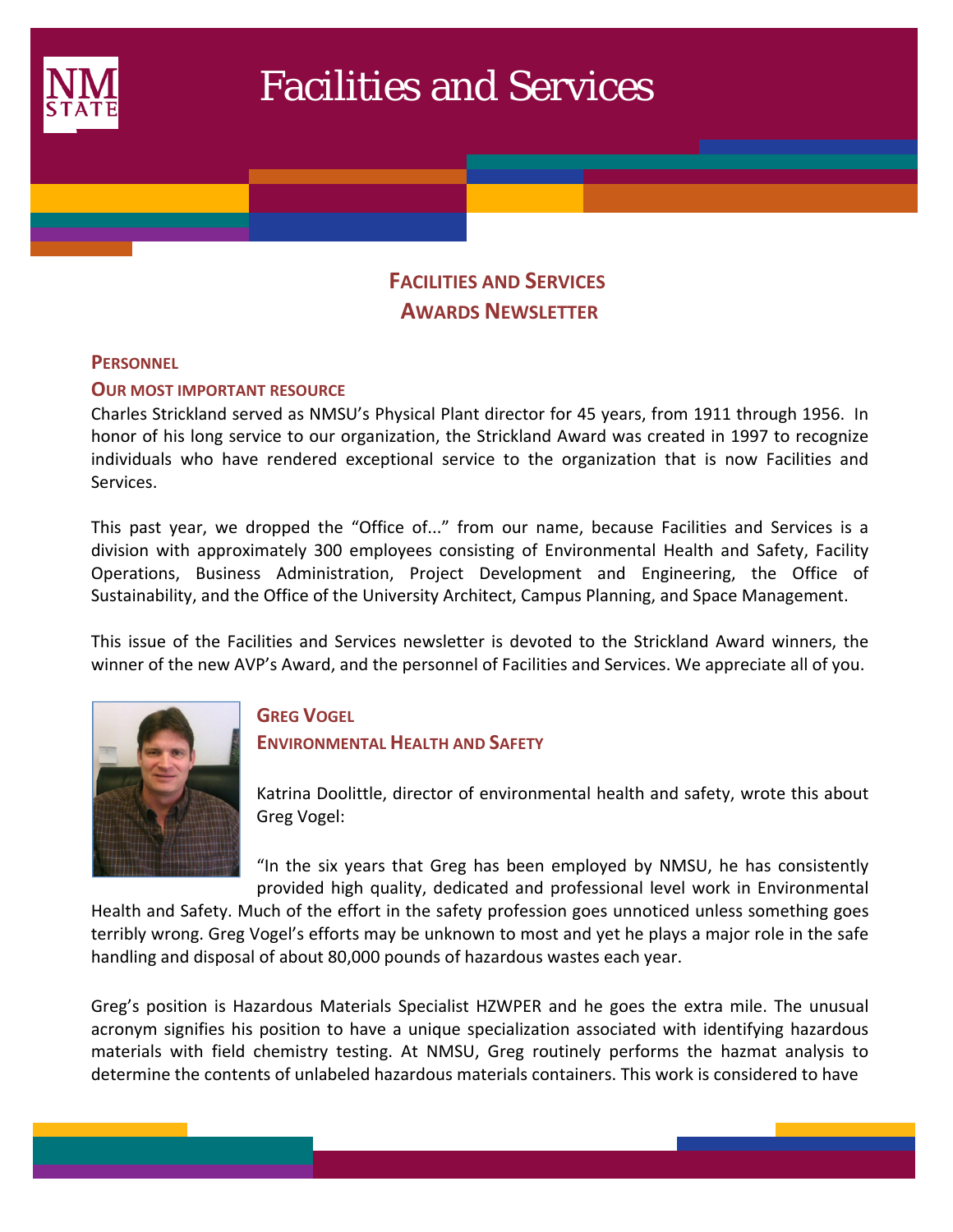# Facilities and Services

## Facilities and Services Awards Newsletter

### Personnel

### Our most important resource

Charles Strickland served as NMSU's Physical Plant director for 45 years, from 1911 through 1956. In honor of his long service to our organization, the Strickland Award was created in 1997 to recognize individuals who have rendered exceptional service to the organization that is now Facilities and Services.

This past year, we dropped the "Office of..." from our name, because Facilities and Services is a division with approximately 300 employees consisting of Environmental Health and Safety, Facility Operations, Business Administration, Project Development and Engineering, the Office of Sustainability, and the Office of the University Architect, Campus Planning, and Space Management.

This issue of the Facilities and Services newsletter is devoted to the Strickland Award winners, the winner of the new AVP's Award, and the personnel of Facilities and Services. We appreciate all of you.

### Greg Vogel

### Environmental Health and Safety

Katrina Doolittle, director of environmental health and safety, wrote this about Greg Vogel:

"In the six years that Greg has been employed by NMSU, he has consistently provided high quality, dedicated and professional level work in Environmental Health and Safety. Much of the effort in the safety profession goes unnoticed unless something goes terribly wrong. Greg Vogel's efforts may be unknown to most and yet he plays a major role in the safe handling and disposal of about 80,000 pounds of hazardous wastes each year.

Greg's position is Hazardous Materials Specialist HZWPER and he goes the extra mile. The unusual acronym signifies his position to have a unique specialization associated with identifying hazardous materials with field chemistry testing. At NMSU, Greg routinely performs the hazmat analysis to determine the contents of unlabeled hazardous materials containers. This work is considered to have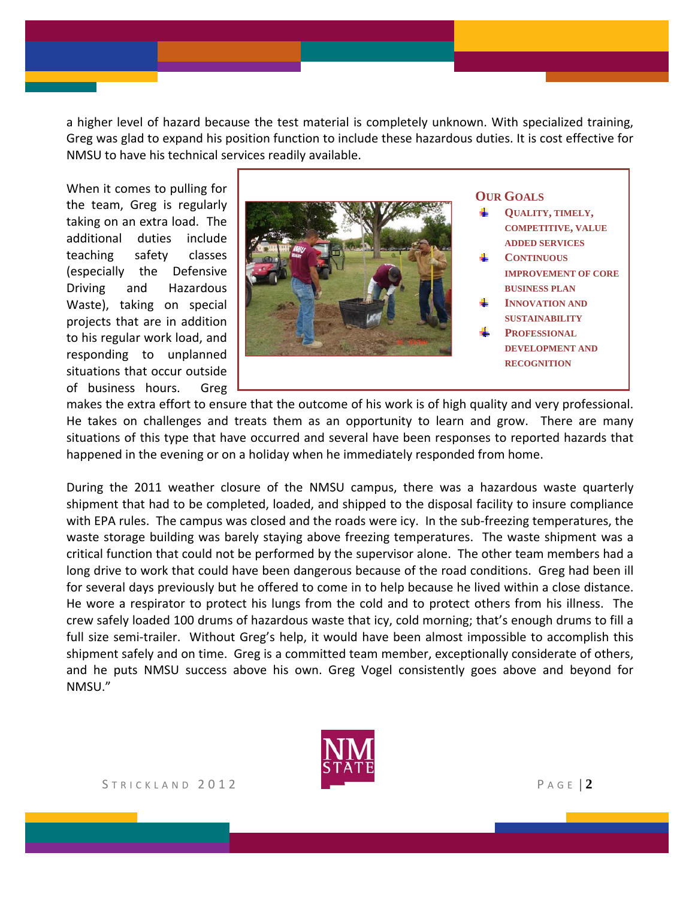a higher level of hazard because the test material is completely unknown. With specialized training, Greg was glad to expand his position function to include these hazardous duties. It is cost effective for NMSU to have his technical services readily available.

When it comes to pulling for the team, Greg is regularly taking on an extra load. The additional duties include teaching safety classes (especially the Defensive Driving and Hazardous Waste), taking on special projects that are in addition to his regular work load, and responding to unplanned situations that occur outside of business hours. Greg makes the extra effort to ensure that the outcome of his work is of high quality and very professional. He takes on challenges and treats them as an opportunity to learn and grow. There are many situations of this type that have occurred and several have been responses to reported hazards that happened in the evening or on a holiday when he immediately responded from home.

### Our Goals

- Quality, timely, competitive, value added services
- Continuous improvement of core business plan
- Innovation and sustainability
- Professional development and recognition

During the 2011 weather closure of the NMSU campus, there was a hazardous waste quarterly shipment that had to be completed, loaded, and shipped to the disposal facility to insure compliance with EPA rules. The campus was closed and the roads were icy. In the sub-freezing temperatures, the waste storage building was barely staying above freezing temperatures. The waste shipment was a critical function that could not be performed by the supervisor alone. The other team members had a long drive to work that could have been dangerous because of the road conditions. Greg had been ill for several days previously but he offered to come in to help because he lived within a close distance. He wore a respirator to protect his lungs from the cold and to protect others from his illness. The crew safely loaded 100 drums of hazardous waste that icy, cold morning; that's enough drums to fill a full size semi-trailer. Without Greg's help, it would have been almost impossible to accomplish this shipment safely and on time. Greg is a committed team member, exceptionally considerate of others, and he puts NMSU success above his own. Greg Vogel consistently goes above and beyond for NMSU."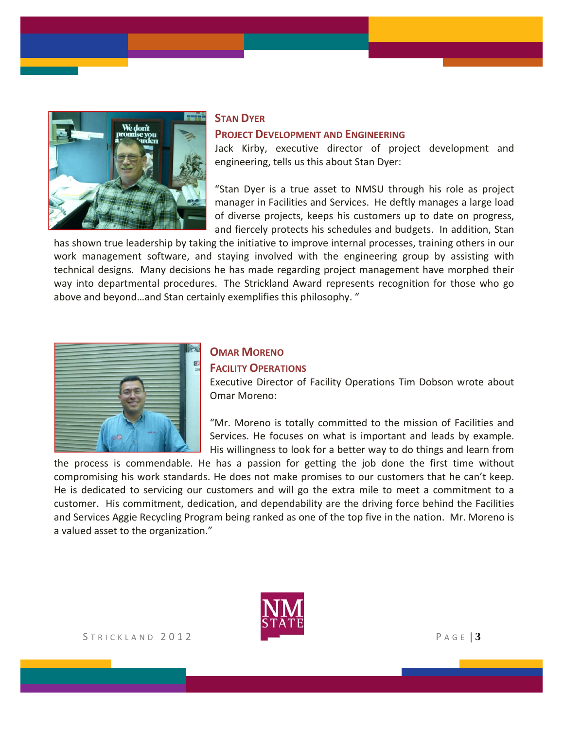## Stan Dyer

### Project Development and Engineering

Jack Kirby, executive director of project development and engineering, tells us this about Stan Dyer:

"Stan Dyer is a true asset to NMSU through his role as project manager in Facilities and Services. He deftly manages a large load of diverse projects, keeps his customers up to date on progress, and fiercely protects his schedules and budgets. In addition, Stan has shown true leadership by taking the initiative to improve internal processes, training others in our work management software, and staying involved with the engineering group by assisting with technical designs. Many decisions he has made regarding project management have morphed their way into departmental procedures. The Strickland Award represents recognition for those who go above and beyond…and Stan certainly exemplifies this philosophy. "

## Omar Moreno

### Facility Operations

Executive Director of Facility Operations Tim Dobson wrote about Omar Moreno:

"Mr. Moreno is totally committed to the mission of Facilities and Services. He focuses on what is important and leads by example. His willingness to look for a better way to do things and learn from the process is commendable. He has a passion for getting the job done the first time without compromising his work standards. He does not make promises to our customers that he can't keep. He is dedicated to servicing our customers and will go the extra mile to meet a commitment to a customer. His commitment, dedication, and dependability are the driving force behind the Facilities and Services Aggie Recycling Program being ranked as one of the top five in the nation. Mr. Moreno is a valued asset to the organization."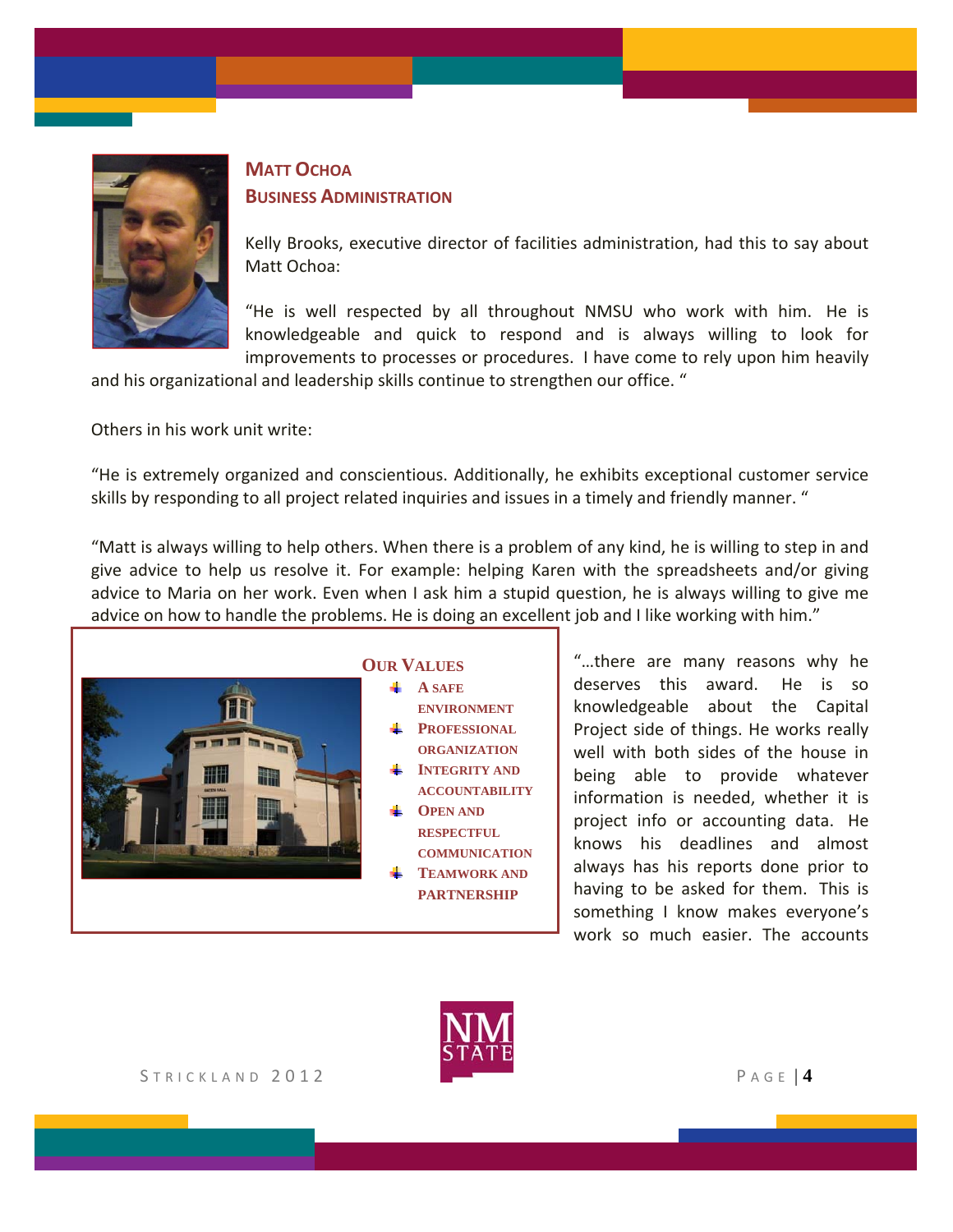## Matt Ochoa
### Business Administration

Kelly Brooks, executive director of facilities administration, had this to say about Matt Ochoa:

"He is well respected by all throughout NMSU who work with him. He is knowledgeable and quick to respond and is always willing to look for improvements to processes or procedures. I have come to rely upon him heavily and his organizational and leadership skills continue to strengthen our office. "

Others in his work unit write:

"He is extremely organized and conscientious. Additionally, he exhibits exceptional customer service skills by responding to all project related inquiries and issues in a timely and friendly manner. "

"Matt is always willing to help others. When there is a problem of any kind, he is willing to step in and give advice to help us resolve it. For example: helping Karen with the spreadsheets and/or giving advice to Maria on her work. Even when I ask him a stupid question, he is always willing to give me advice on how to handle the problems. He is doing an excellent job and I like working with him."

**Our Values**

- A safe environment
- Professional organization
- Integrity and accountability
- Open and respectful communication
- Teamwork and partnership

"…there are many reasons why he deserves this award. He is so knowledgeable about the Capital Project side of things. He works really well with both sides of the house in being able to provide whatever information is needed, whether it is project info or accounting data. He knows his deadlines and almost always has his reports done prior to having to be asked for them. This is something I know makes everyone's work so much easier. The accounts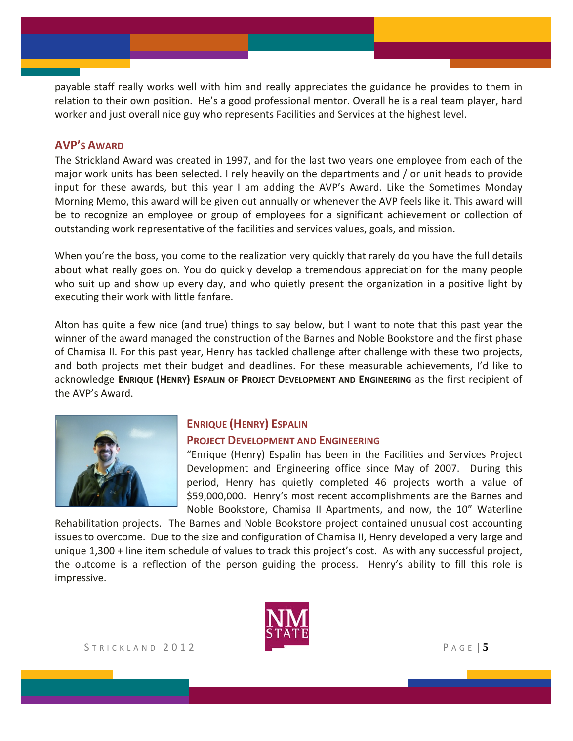payable staff really works well with him and really appreciates the guidance he provides to them in relation to their own position. He's a good professional mentor. Overall he is a real team player, hard worker and just overall nice guy who represents Facilities and Services at the highest level.

## AVP's Award

The Strickland Award was created in 1997, and for the last two years one employee from each of the major work units has been selected. I rely heavily on the departments and / or unit heads to provide input for these awards, but this year I am adding the AVP's Award. Like the Sometimes Monday Morning Memo, this award will be given out annually or whenever the AVP feels like it. This award will be to recognize an employee or group of employees for a significant achievement or collection of outstanding work representative of the facilities and services values, goals, and mission.

When you're the boss, you come to the realization very quickly that rarely do you have the full details about what really goes on. You do quickly develop a tremendous appreciation for the many people who suit up and show up every day, and who quietly present the organization in a positive light by executing their work with little fanfare.

Alton has quite a few nice (and true) things to say below, but I want to note that this past year the winner of the award managed the construction of the Barnes and Noble Bookstore and the first phase of Chamisa II. For this past year, Henry has tackled challenge after challenge with these two projects, and both projects met their budget and deadlines. For these measurable achievements, I'd like to acknowledge **Enrique (Henry) Espalin of Project Development and Engineering** as the first recipient of the AVP's Award.

### Enrique (Henry) Espalin

### Project Development and Engineering

"Enrique (Henry) Espalin has been in the Facilities and Services Project Development and Engineering office since May of 2007. During this period, Henry has quietly completed 46 projects worth a value of $59,000,000. Henry's most recent accomplishments are the Barnes and Noble Bookstore, Chamisa II Apartments, and now, the 10" Waterline Rehabilitation projects. The Barnes and Noble Bookstore project contained unusual cost accounting issues to overcome. Due to the size and configuration of Chamisa II, Henry developed a very large and unique 1,300 + line item schedule of values to track this project's cost. As with any successful project, the outcome is a reflection of the person guiding the process. Henry's ability to fill this role is impressive.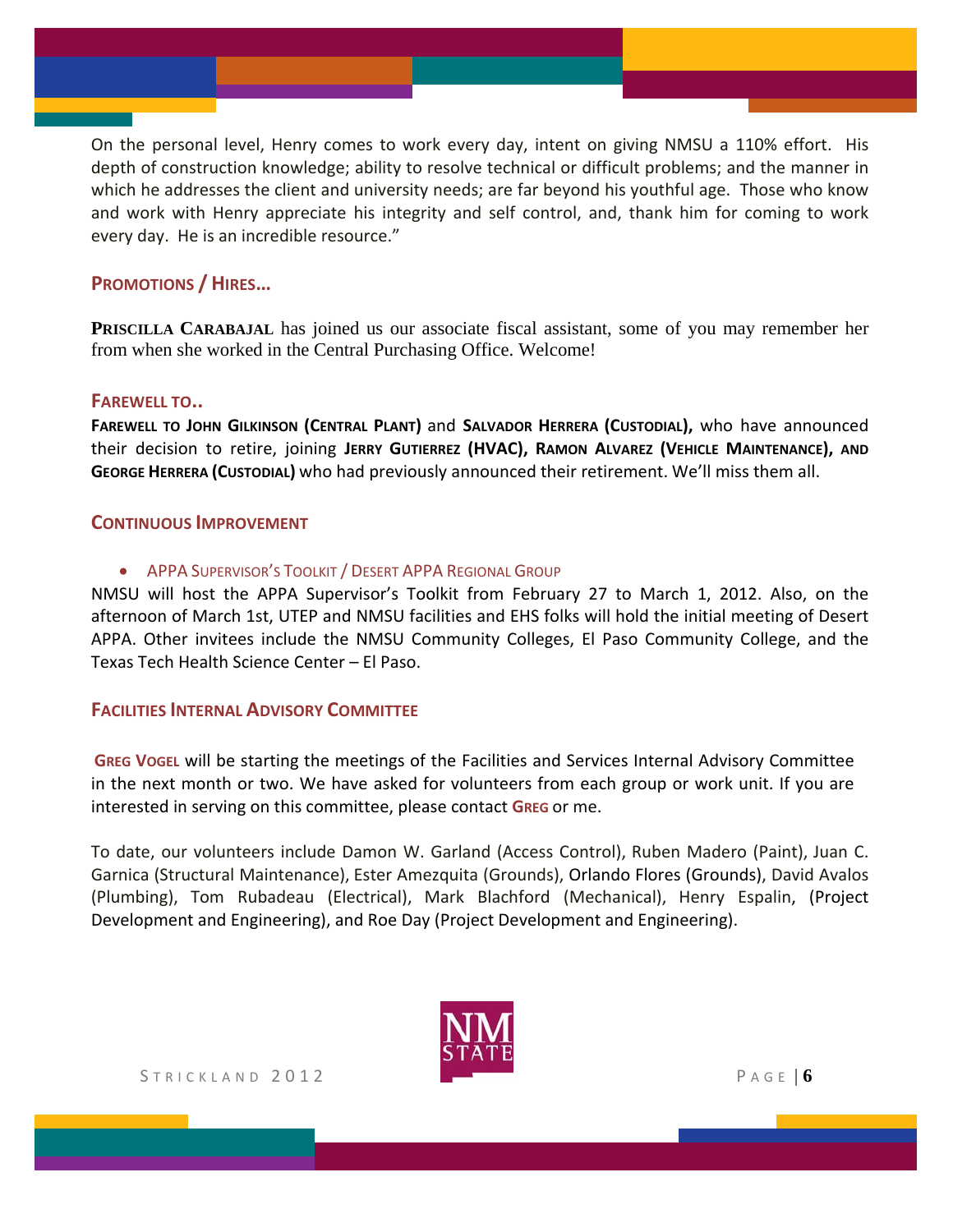On the personal level, Henry comes to work every day, intent on giving NMSU a 110% effort. His depth of construction knowledge; ability to resolve technical or difficult problems; and the manner in which he addresses the client and university needs; are far beyond his youthful age. Those who know and work with Henry appreciate his integrity and self control, and, thank him for coming to work every day. He is an incredible resource."

## PROMOTIONS / HIRES…

**PRISCILLA CARABAJAL** has joined us our associate fiscal assistant, some of you may remember her from when she worked in the Central Purchasing Office. Welcome!

## FAREWELL TO..

**FAREWELL TO JOHN GILKINSON (CENTRAL PLANT)** and **SALVADOR HERRERA (CUSTODIAL),** who have announced their decision to retire, joining **JERRY GUTIERREZ (HVAC), RAMON ALVAREZ (VEHICLE MAINTENANCE), AND GEORGE HERRERA (CUSTODIAL)** who had previously announced their retirement. We'll miss them all.

## CONTINUOUS IMPROVEMENT

- APPA SUPERVISOR'S TOOLKIT / DESERT APPA REGIONAL GROUP

NMSU will host the APPA Supervisor's Toolkit from February 27 to March 1, 2012. Also, on the afternoon of March 1st, UTEP and NMSU facilities and EHS folks will hold the initial meeting of Desert APPA. Other invitees include the NMSU Community Colleges, El Paso Community College, and the Texas Tech Health Science Center – El Paso.

## FACILITIES INTERNAL ADVISORY COMMITTEE

**GREG VOGEL** will be starting the meetings of the Facilities and Services Internal Advisory Committee in the next month or two. We have asked for volunteers from each group or work unit. If you are interested in serving on this committee, please contact **GREG** or me.

To date, our volunteers include Damon W. Garland (Access Control), Ruben Madero (Paint), Juan C. Garnica (Structural Maintenance), Ester Amezquita (Grounds), Orlando Flores (Grounds), David Avalos (Plumbing), Tom Rubadeau (Electrical), Mark Blachford (Mechanical), Henry Espalin, (Project Development and Engineering), and Roe Day (Project Development and Engineering).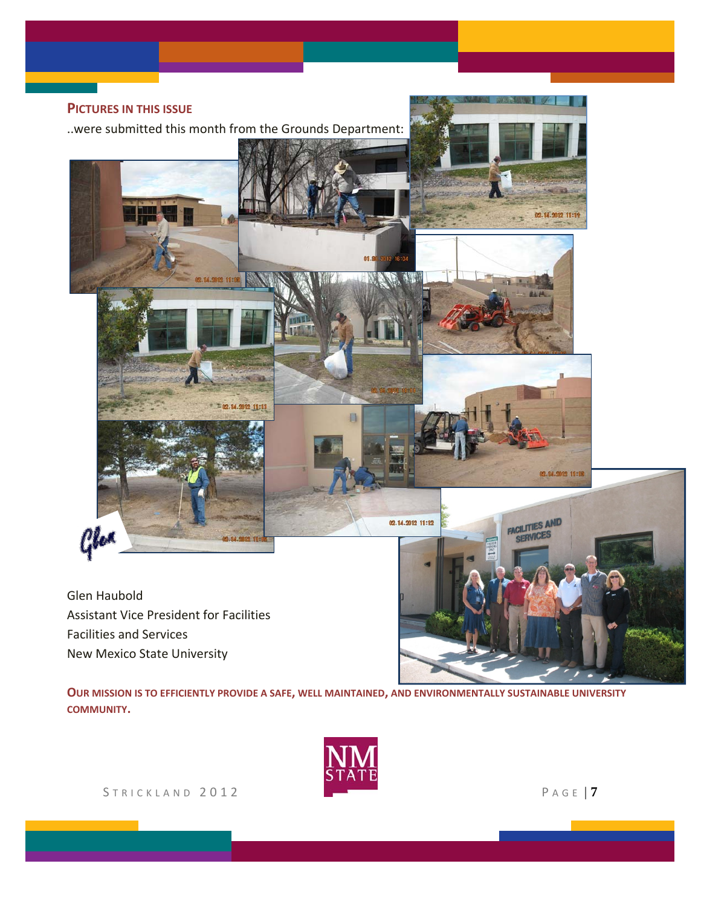**PICTURES IN THIS ISSUE**

..were submitted this month from the Grounds Department:

Glen Haubold
Assistant Vice President for Facilities
Facilities and Services
New Mexico State University

**OUR MISSION IS TO EFFICIENTLY PROVIDE A SAFE, WELL MAINTAINED, AND ENVIRONMENTALLY SUSTAINABLE UNIVERSITY COMMUNITY.**